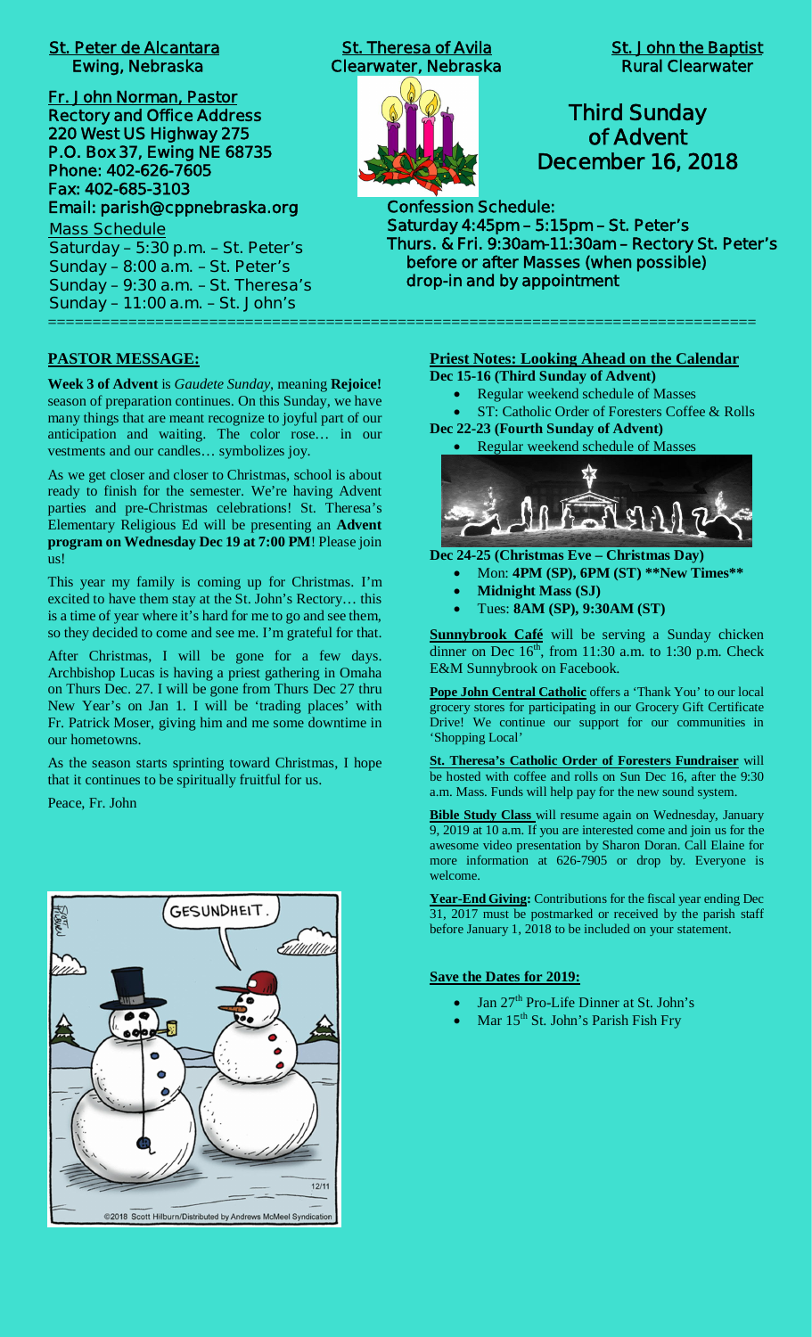**St. Peter de Alcantara**
**Ewing, Nebraska**

**St. Theresa of Avila**
**Clearwater, Nebraska**

**St. John the Baptist**
**Rural Clearwater**

**Fr. John Norman, Pastor**
**Rectory and Office Address**
**220 West US Highway 275**
**P.O. Box 37, Ewing NE 68735**
**Phone: 402-626-7605**
**Fax: 402-685-3103**
**Email: parish@cppnebraska.org**

Mass Schedule
Saturday – 5:30 p.m. – St. Peter's
Sunday – 8:00 a.m. – St. Peter's
Sunday – 9:30 a.m. – St. Theresa's
Sunday – 11:00 a.m. – St. John's

# Third Sunday of Advent
# December 16, 2018

**Confession Schedule:**
**Saturday 4:45pm – 5:15pm – St. Peter's**
**Thurs. & Fri. 9:30am-11:30am – Rectory St. Peter's**
**before or after Masses (when possible)**
**drop-in and by appointment**

## PASTOR MESSAGE:

**Week 3 of Advent** is *Gaudete Sunday*, meaning **Rejoice!** season of preparation continues. On this Sunday, we have many things that are meant recognize to joyful part of our anticipation and waiting. The color rose… in our vestments and our candles… symbolizes joy.

As we get closer and closer to Christmas, school is about ready to finish for the semester. We're having Advent parties and pre-Christmas celebrations! St. Theresa's Elementary Religious Ed will be presenting an **Advent program on Wednesday Dec 19 at 7:00 PM**! Please join us!

This year my family is coming up for Christmas. I'm excited to have them stay at the St. John's Rectory… this is a time of year where it's hard for me to go and see them, so they decided to come and see me. I'm grateful for that.

After Christmas, I will be gone for a few days. Archbishop Lucas is having a priest gathering in Omaha on Thurs Dec. 27. I will be gone from Thurs Dec 27 thru New Year's on Jan 1. I will be 'trading places' with Fr. Patrick Moser, giving him and me some downtime in our hometowns.

As the season starts sprinting toward Christmas, I hope that it continues to be spiritually fruitful for us.

Peace, Fr. John

## Priest Notes: Looking Ahead on the Calendar

**Dec 15-16 (Third Sunday of Advent)**

- Regular weekend schedule of Masses
- ST: Catholic Order of Foresters Coffee & Rolls

**Dec 22-23 (Fourth Sunday of Advent)**

- Regular weekend schedule of Masses

**Dec 24-25 (Christmas Eve – Christmas Day)**

- Mon: **4PM (SP), 6PM (ST) \*\*New Times\*\***
- **Midnight Mass (SJ)**
- Tues: **8AM (SP), 9:30AM (ST)**

**Sunnybrook Café** will be serving a Sunday chicken dinner on Dec 16th, from 11:30 a.m. to 1:30 p.m. Check E&M Sunnybrook on Facebook.

**Pope John Central Catholic** offers a 'Thank You' to our local grocery stores for participating in our Grocery Gift Certificate Drive! We continue our support for our communities in 'Shopping Local'

**St. Theresa's Catholic Order of Foresters Fundraiser** will be hosted with coffee and rolls on Sun Dec 16, after the 9:30 a.m. Mass. Funds will help pay for the new sound system.

**Bible Study Class** will resume again on Wednesday, January 9, 2019 at 10 a.m. If you are interested come and join us for the awesome video presentation by Sharon Doran. Call Elaine for more information at 626-7905 or drop by. Everyone is welcome.

**Year-End Giving:** Contributions for the fiscal year ending Dec 31, 2017 must be postmarked or received by the parish staff before January 1, 2018 to be included on your statement.

## Save the Dates for 2019:

- Jan 27th Pro-Life Dinner at St. John's
- Mar 15th St. John's Parish Fish Fry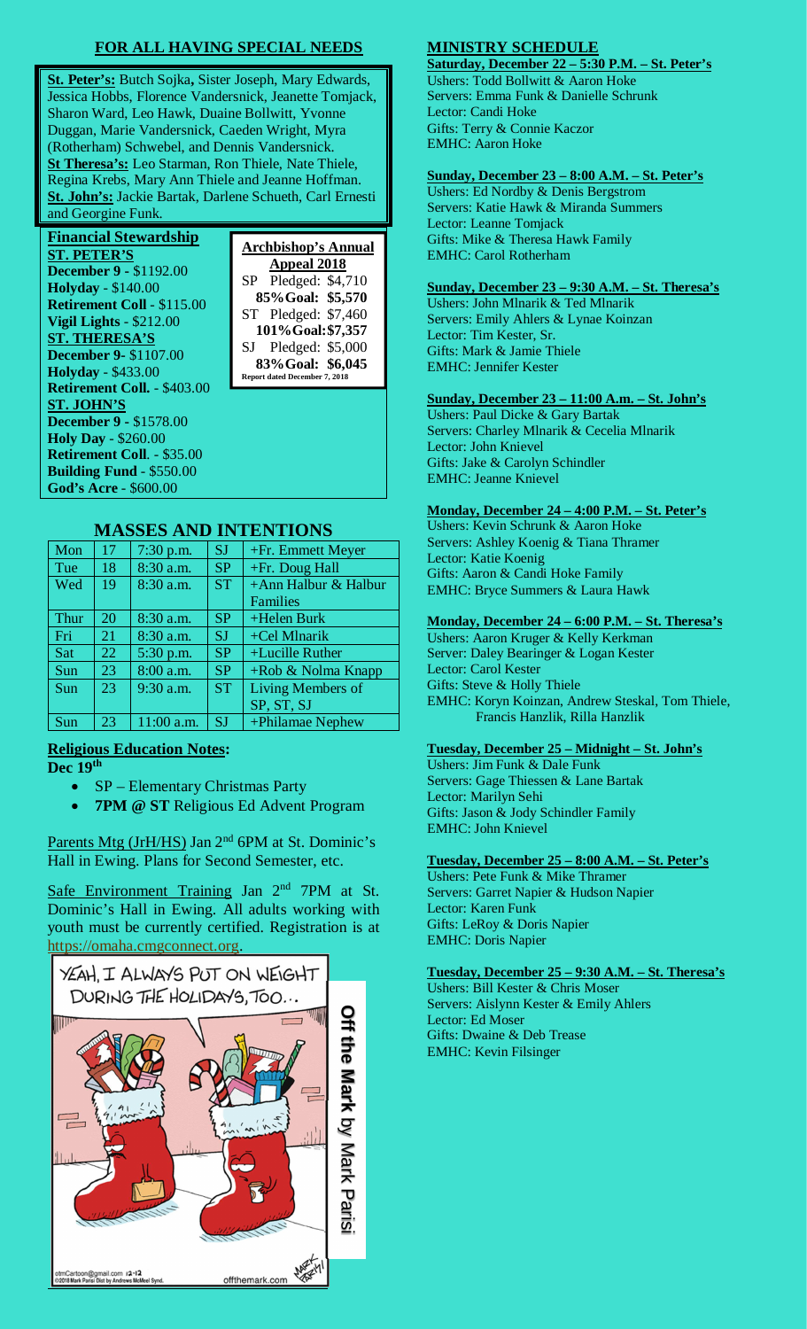## FOR ALL HAVING SPECIAL NEEDS

**St. Peter's:** Butch Sojka**,** Sister Joseph, Mary Edwards, Jessica Hobbs, Florence Vandersnick, Jeanette Tomjack, Sharon Ward, Leo Hawk, Duaine Bollwitt, Yvonne Duggan, Marie Vandersnick, Caeden Wright, Myra (Rotherham) Schwebel, and Dennis Vandersnick.
**St Theresa's:** Leo Starman, Ron Thiele, Nate Thiele, Regina Krebs, Mary Ann Thiele and Jeanne Hoffman.
**St. John's:** Jackie Bartak, Darlene Schueth, Carl Ernesti and Georgine Funk.

### Financial Stewardship

**ST. PETER'S**
**December 9 -** $1192.00
**Holyday -** $140.00
**Retirement Coll -** $115.00
**Vigil Lights -** $212.00

**ST. THERESA'S**
**December 9-** $1107.00
**Holyday -** $433.00
**Retirement Coll. -** $403.00

**ST. JOHN'S**
**December 9 -** $1578.00
**Holy Day -** $260.00
**Retirement Coll**. - $35.00
**Building Fund -** $550.00
**God's Acre -** $600.00

**Archbishop's Annual Appeal 2018**
SP Pledged: $4,710
**85%Goal: $5,570**
ST Pledged: $7,460
**101%Goal:$7,357**
SJ Pledged: $5,000
**83%Goal: $6,045**
**Report dated December 7, 2018**

## MASSES AND INTENTIONS

| | | | | |
|---|---|---|---|---|
| Mon | 17 | 7:30 p.m. | SJ | +Fr. Emmett Meyer |
| Tue | 18 | 8:30 a.m. | SP | +Fr. Doug Hall |
| Wed | 19 | 8:30 a.m. | ST | +Ann Halbur & Halbur Families |
| Thur | 20 | 8:30 a.m. | SP | +Helen Burk |
| Fri | 21 | 8:30 a.m. | SJ | +Cel Mlnarik |
| Sat | 22 | 5:30 p.m. | SP | +Lucille Ruther |
| Sun | 23 | 8:00 a.m. | SP | +Rob & Nolma Knapp |
| Sun | 23 | 9:30 a.m. | ST | Living Members of SP, ST, SJ |
| Sun | 23 | 11:00 a.m. | SJ | +Philamae Nephew |

### Religious Education Notes:

**Dec 19th**

- SP – Elementary Christmas Party
- **7PM @ ST** Religious Ed Advent Program

Parents Mtg (JrH/HS) Jan 2nd 6PM at St. Dominic's Hall in Ewing. Plans for Second Semester, etc.

Safe Environment Training Jan 2nd 7PM at St. Dominic's Hall in Ewing. All adults working with youth must be currently certified. Registration is at https://omaha.cmgconnect.org.

YEAH, I ALWAYS PUT ON WEIGHT DURING THE HOLIDAYS, TOO...

**Off the Mark** by Mark Parisi

otmCartoon@gmail.com 12-12
©2018 Mark Parisi Dist by Andrews McMeel Synd.
offthemark.com

## MINISTRY SCHEDULE

**Saturday, December 22 – 5:30 P.M. – St. Peter's**
Ushers: Todd Bollwitt & Aaron Hoke
Servers: Emma Funk & Danielle Schrunk
Lector: Candi Hoke
Gifts: Terry & Connie Kaczor
EMHC: Aaron Hoke

**Sunday, December 23 – 8:00 A.M. – St. Peter's**
Ushers: Ed Nordby & Denis Bergstrom
Servers: Katie Hawk & Miranda Summers
Lector: Leanne Tomjack
Gifts: Mike & Theresa Hawk Family
EMHC: Carol Rotherham

**Sunday, December 23 – 9:30 A.M. – St. Theresa's**
Ushers: John Mlnarik & Ted Mlnarik
Servers: Emily Ahlers & Lynae Koinzan
Lector: Tim Kester, Sr.
Gifts: Mark & Jamie Thiele
EMHC: Jennifer Kester

**Sunday, December 23 – 11:00 A.m. – St. John's**
Ushers: Paul Dicke & Gary Bartak
Servers: Charley Mlnarik & Cecelia Mlnarik
Lector: John Knievel
Gifts: Jake & Carolyn Schindler
EMHC: Jeanne Knievel

**Monday, December 24 – 4:00 P.M. – St. Peter's**
Ushers: Kevin Schrunk & Aaron Hoke
Servers: Ashley Koenig & Tiana Thramer
Lector: Katie Koenig
Gifts: Aaron & Candi Hoke Family
EMHC: Bryce Summers & Laura Hawk

**Monday, December 24 – 6:00 P.M. – St. Theresa's**
Ushers: Aaron Kruger & Kelly Kerkman
Server: Daley Bearinger & Logan Kester
Lector: Carol Kester
Gifts: Steve & Holly Thiele
EMHC: Koryn Koinzan, Andrew Steskal, Tom Thiele, Francis Hanzlik, Rilla Hanzlik

**Tuesday, December 25 – Midnight – St. John's**
Ushers: Jim Funk & Dale Funk
Servers: Gage Thiessen & Lane Bartak
Lector: Marilyn Sehi
Gifts: Jason & Jody Schindler Family
EMHC: John Knievel

**Tuesday, December 25 – 8:00 A.M. – St. Peter's**
Ushers: Pete Funk & Mike Thramer
Servers: Garret Napier & Hudson Napier
Lector: Karen Funk
Gifts: LeRoy & Doris Napier
EMHC: Doris Napier

**Tuesday, December 25 – 9:30 A.M. – St. Theresa's**
Ushers: Bill Kester & Chris Moser
Servers: Aislynn Kester & Emily Ahlers
Lector: Ed Moser
Gifts: Dwaine & Deb Trease
EMHC: Kevin Filsinger